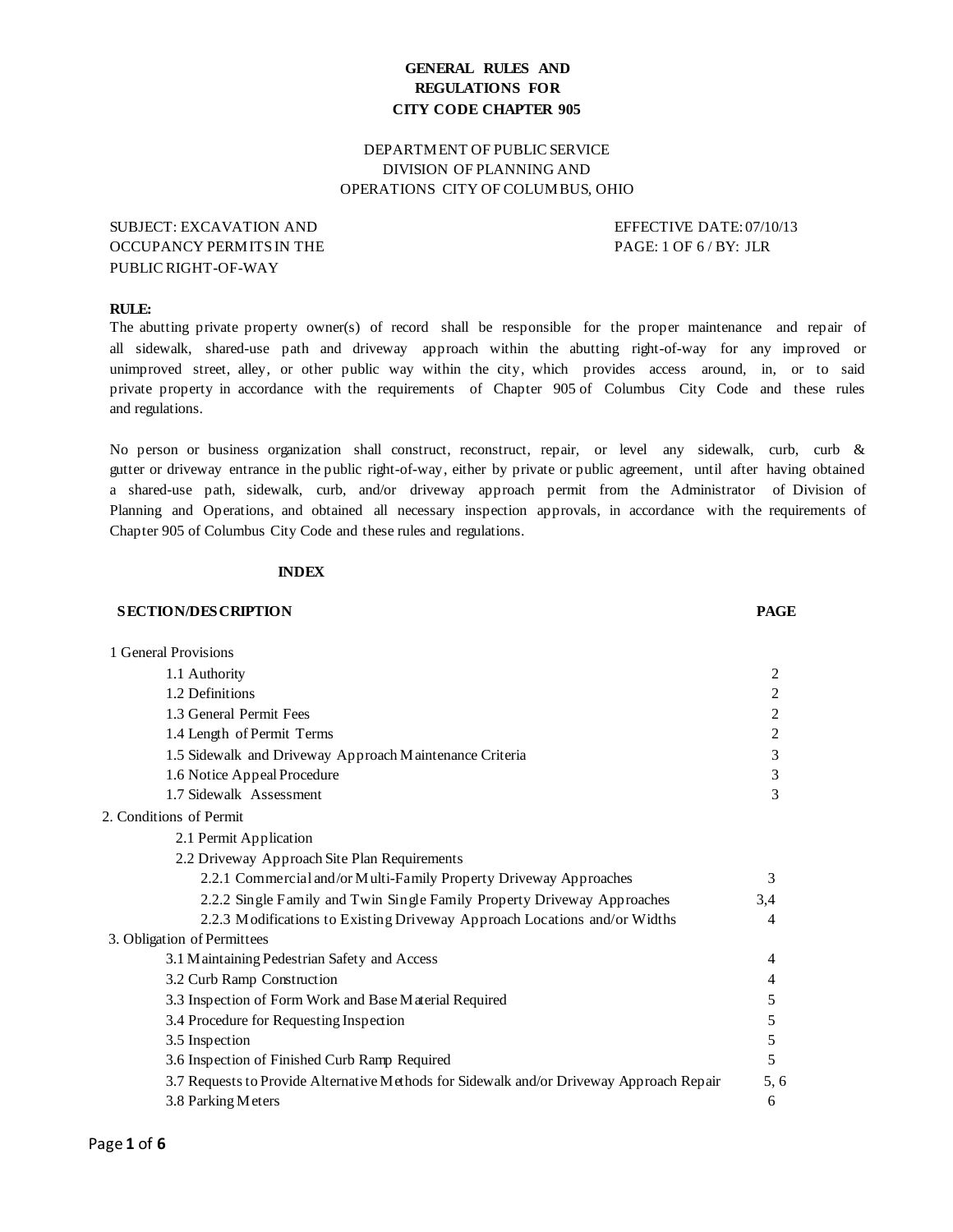# GENERAL RULES AND REGULATIONS FOR CITY CODE CHAPTER 905

DEPARTMENT OF PUBLIC SERVICE
DIVISION OF PLANNING AND
OPERATIONS CITY OF COLUMBUS, OHIO

SUBJECT: EXCAVATION AND OCCUPANCY PERMITS IN THE PUBLIC RIGHT-OF-WAY

EFFECTIVE DATE: 07/10/13
PAGE: 1 OF 6 / BY: JLR

**RULE:**

The abutting private property owner(s) of record shall be responsible for the proper maintenance and repair of all sidewalk, shared-use path and driveway approach within the abutting right-of-way for any improved or unimproved street, alley, or other public way within the city, which provides access around, in, or to said private property in accordance with the requirements of Chapter 905 of Columbus City Code and these rules and regulations.

No person or business organization shall construct, reconstruct, repair, or level any sidewalk, curb, curb & gutter or driveway entrance in the public right-of-way, either by private or public agreement, until after having obtained a shared-use path, sidewalk, curb, and/or driveway approach permit from the Administrator of Division of Planning and Operations, and obtained all necessary inspection approvals, in accordance with the requirements of Chapter 905 of Columbus City Code and these rules and regulations.

## INDEX

| SECTION/DESCRIPTION | PAGE |
| --- | --- |
| 1 General Provisions | |
| 1.1 Authority | 2 |
| 1.2 Definitions | 2 |
| 1.3 General Permit Fees | 2 |
| 1.4 Length of Permit Terms | 2 |
| 1.5 Sidewalk and Driveway Approach Maintenance Criteria | 3 |
| 1.6 Notice Appeal Procedure | 3 |
| 1.7 Sidewalk Assessment | 3 |
| 2. Conditions of Permit | |
| 2.1 Permit Application | |
| 2.2 Driveway Approach Site Plan Requirements | |
| 2.2.1 Commercial and/or Multi-Family Property Driveway Approaches | 3 |
| 2.2.2 Single Family and Twin Single Family Property Driveway Approaches | 3,4 |
| 2.2.3 Modifications to Existing Driveway Approach Locations and/or Widths | 4 |
| 3. Obligation of Permittees | |
| 3.1 Maintaining Pedestrian Safety and Access | 4 |
| 3.2 Curb Ramp Construction | 4 |
| 3.3 Inspection of Form Work and Base Material Required | 5 |
| 3.4 Procedure for Requesting Inspection | 5 |
| 3.5 Inspection | 5 |
| 3.6 Inspection of Finished Curb Ramp Required | 5 |
| 3.7 Requests to Provide Alternative Methods for Sidewalk and/or Driveway Approach Repair | 5, 6 |
| 3.8 Parking Meters | 6 |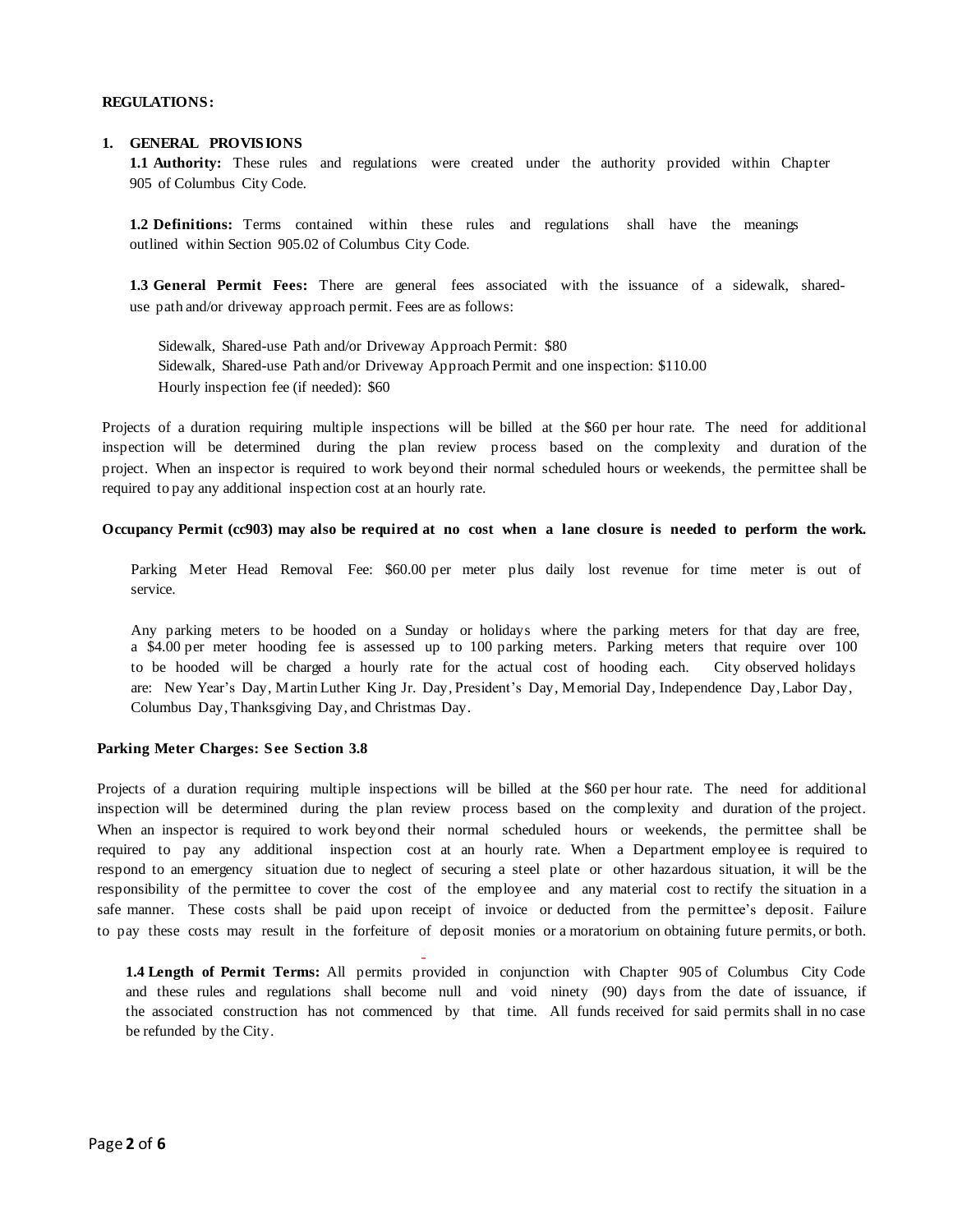**REGULATIONS:**

1. **GENERAL PROVISIONS**

   **1.1 Authority:** These rules and regulations were created under the authority provided within Chapter 905 of Columbus City Code.

   **1.2 Definitions:** Terms contained within these rules and regulations shall have the meanings outlined within Section 905.02 of Columbus City Code.

   **1.3 General Permit Fees:** There are general fees associated with the issuance of a sidewalk, shared-use path and/or driveway approach permit. Fees are as follows:

   Sidewalk, Shared-use Path and/or Driveway Approach Permit: $80
   Sidewalk, Shared-use Path and/or Driveway Approach Permit and one inspection: $110.00
   Hourly inspection fee (if needed): $60

Projects of a duration requiring multiple inspections will be billed at the $60 per hour rate. The need for additional inspection will be determined during the plan review process based on the complexity and duration of the project. When an inspector is required to work beyond their normal scheduled hours or weekends, the permittee shall be required to pay any additional inspection cost at an hourly rate.

**Occupancy Permit (cc903) may also be required at no cost when a lane closure is needed to perform the work.**

Parking Meter Head Removal Fee: $60.00 per meter plus daily lost revenue for time meter is out of service.

Any parking meters to be hooded on a Sunday or holidays where the parking meters for that day are free, a $4.00 per meter hooding fee is assessed up to 100 parking meters. Parking meters that require over 100 to be hooded will be charged a hourly rate for the actual cost of hooding each. City observed holidays are: New Year's Day, Martin Luther King Jr. Day, President's Day, Memorial Day, Independence Day, Labor Day, Columbus Day, Thanksgiving Day, and Christmas Day.

**Parking Meter Charges: See Section 3.8**

Projects of a duration requiring multiple inspections will be billed at the $60 per hour rate. The need for additional inspection will be determined during the plan review process based on the complexity and duration of the project. When an inspector is required to work beyond their normal scheduled hours or weekends, the permittee shall be required to pay any additional inspection cost at an hourly rate. When a Department employee is required to respond to an emergency situation due to neglect of securing a steel plate or other hazardous situation, it will be the responsibility of the permittee to cover the cost of the employee and any material cost to rectify the situation in a safe manner. These costs shall be paid upon receipt of invoice or deducted from the permittee's deposit. Failure to pay these costs may result in the forfeiture of deposit monies or a moratorium on obtaining future permits, or both.

**1.4 Length of Permit Terms:** All permits provided in conjunction with Chapter 905 of Columbus City Code and these rules and regulations shall become null and void ninety (90) days from the date of issuance, if the associated construction has not commenced by that time. All funds received for said permits shall in no case be refunded by the City.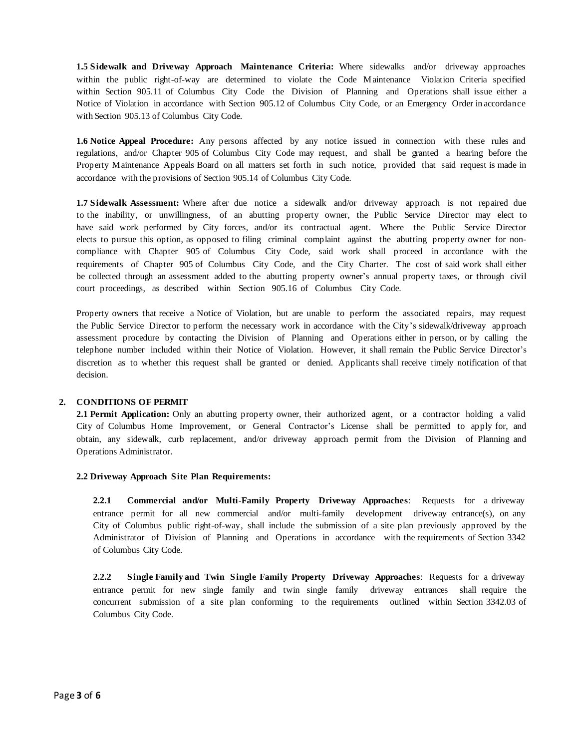**1.5 Sidewalk and Driveway Approach Maintenance Criteria:** Where sidewalks and/or driveway approaches within the public right-of-way are determined to violate the Code Maintenance Violation Criteria specified within Section 905.11 of Columbus City Code the Division of Planning and Operations shall issue either a Notice of Violation in accordance with Section 905.12 of Columbus City Code, or an Emergency Order in accordance with Section 905.13 of Columbus City Code.

**1.6 Notice Appeal Procedure:** Any persons affected by any notice issued in connection with these rules and regulations, and/or Chapter 905 of Columbus City Code may request, and shall be granted a hearing before the Property Maintenance Appeals Board on all matters set forth in such notice, provided that said request is made in accordance with the provisions of Section 905.14 of Columbus City Code.

**1.7 Sidewalk Assessment:** Where after due notice a sidewalk and/or driveway approach is not repaired due to the inability, or unwillingness, of an abutting property owner, the Public Service Director may elect to have said work performed by City forces, and/or its contractual agent. Where the Public Service Director elects to pursue this option, as opposed to filing criminal complaint against the abutting property owner for non-compliance with Chapter 905 of Columbus City Code, said work shall proceed in accordance with the requirements of Chapter 905 of Columbus City Code, and the City Charter. The cost of said work shall either be collected through an assessment added to the abutting property owner's annual property taxes, or through civil court proceedings, as described within Section 905.16 of Columbus City Code.

Property owners that receive a Notice of Violation, but are unable to perform the associated repairs, may request the Public Service Director to perform the necessary work in accordance with the City's sidewalk/driveway approach assessment procedure by contacting the Division of Planning and Operations either in person, or by calling the telephone number included within their Notice of Violation. However, it shall remain the Public Service Director's discretion as to whether this request shall be granted or denied. Applicants shall receive timely notification of that decision.

## 2. CONDITIONS OF PERMIT

**2.1 Permit Application:** Only an abutting property owner, their authorized agent, or a contractor holding a valid City of Columbus Home Improvement, or General Contractor's License shall be permitted to apply for, and obtain, any sidewalk, curb replacement, and/or driveway approach permit from the Division of Planning and Operations Administrator.

**2.2 Driveway Approach Site Plan Requirements:**

**2.2.1 Commercial and/or Multi-Family Property Driveway Approaches**: Requests for a driveway entrance permit for all new commercial and/or multi-family development driveway entrance(s), on any City of Columbus public right-of-way, shall include the submission of a site plan previously approved by the Administrator of Division of Planning and Operations in accordance with the requirements of Section 3342 of Columbus City Code.

**2.2.2 Single Family and Twin Single Family Property Driveway Approaches**: Requests for a driveway entrance permit for new single family and twin single family driveway entrances shall require the concurrent submission of a site plan conforming to the requirements outlined within Section 3342.03 of Columbus City Code.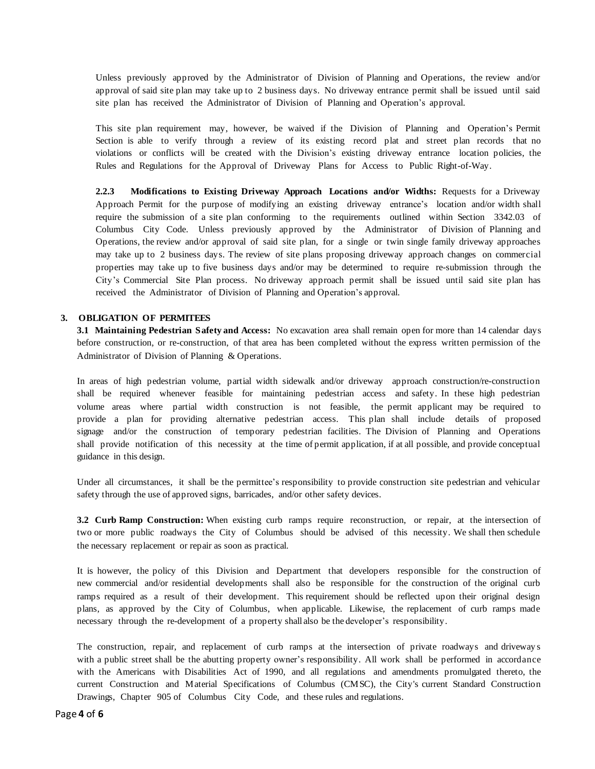Unless previously approved by the Administrator of Division of Planning and Operations, the review and/or approval of said site plan may take up to 2 business days. No driveway entrance permit shall be issued until said site plan has received the Administrator of Division of Planning and Operation's approval.

This site plan requirement may, however, be waived if the Division of Planning and Operation's Permit Section is able to verify through a review of its existing record plat and street plan records that no violations or conflicts will be created with the Division's existing driveway entrance location policies, the Rules and Regulations for the Approval of Driveway Plans for Access to Public Right-of-Way.

**2.2.3 Modifications to Existing Driveway Approach Locations and/or Widths:** Requests for a Driveway Approach Permit for the purpose of modifying an existing driveway entrance's location and/or width shall require the submission of a site plan conforming to the requirements outlined within Section 3342.03 of Columbus City Code. Unless previously approved by the Administrator of Division of Planning and Operations, the review and/or approval of said site plan, for a single or twin single family driveway approaches may take up to 2 business days. The review of site plans proposing driveway approach changes on commercial properties may take up to five business days and/or may be determined to require re-submission through the City's Commercial Site Plan process. No driveway approach permit shall be issued until said site plan has received the Administrator of Division of Planning and Operation's approval.

## 3. OBLIGATION OF PERMITEES

**3.1 Maintaining Pedestrian Safety and Access:** No excavation area shall remain open for more than 14 calendar days before construction, or re-construction, of that area has been completed without the express written permission of the Administrator of Division of Planning & Operations.

In areas of high pedestrian volume, partial width sidewalk and/or driveway approach construction/re-construction shall be required whenever feasible for maintaining pedestrian access and safety. In these high pedestrian volume areas where partial width construction is not feasible, the permit applicant may be required to provide a plan for providing alternative pedestrian access. This plan shall include details of proposed signage and/or the construction of temporary pedestrian facilities. The Division of Planning and Operations shall provide notification of this necessity at the time of permit application, if at all possible, and provide conceptual guidance in this design.

Under all circumstances, it shall be the permittee's responsibility to provide construction site pedestrian and vehicular safety through the use of approved signs, barricades, and/or other safety devices.

**3.2 Curb Ramp Construction:** When existing curb ramps require reconstruction, or repair, at the intersection of two or more public roadways the City of Columbus should be advised of this necessity. We shall then schedule the necessary replacement or repair as soon as practical.

It is however, the policy of this Division and Department that developers responsible for the construction of new commercial and/or residential developments shall also be responsible for the construction of the original curb ramps required as a result of their development. This requirement should be reflected upon their original design plans, as approved by the City of Columbus, when applicable. Likewise, the replacement of curb ramps made necessary through the re-development of a property shall also be the developer's responsibility.

The construction, repair, and replacement of curb ramps at the intersection of private roadways and driveways with a public street shall be the abutting property owner's responsibility. All work shall be performed in accordance with the Americans with Disabilities Act of 1990, and all regulations and amendments promulgated thereto, the current Construction and Material Specifications of Columbus (CMSC), the City's current Standard Construction Drawings, Chapter 905 of Columbus City Code, and these rules and regulations.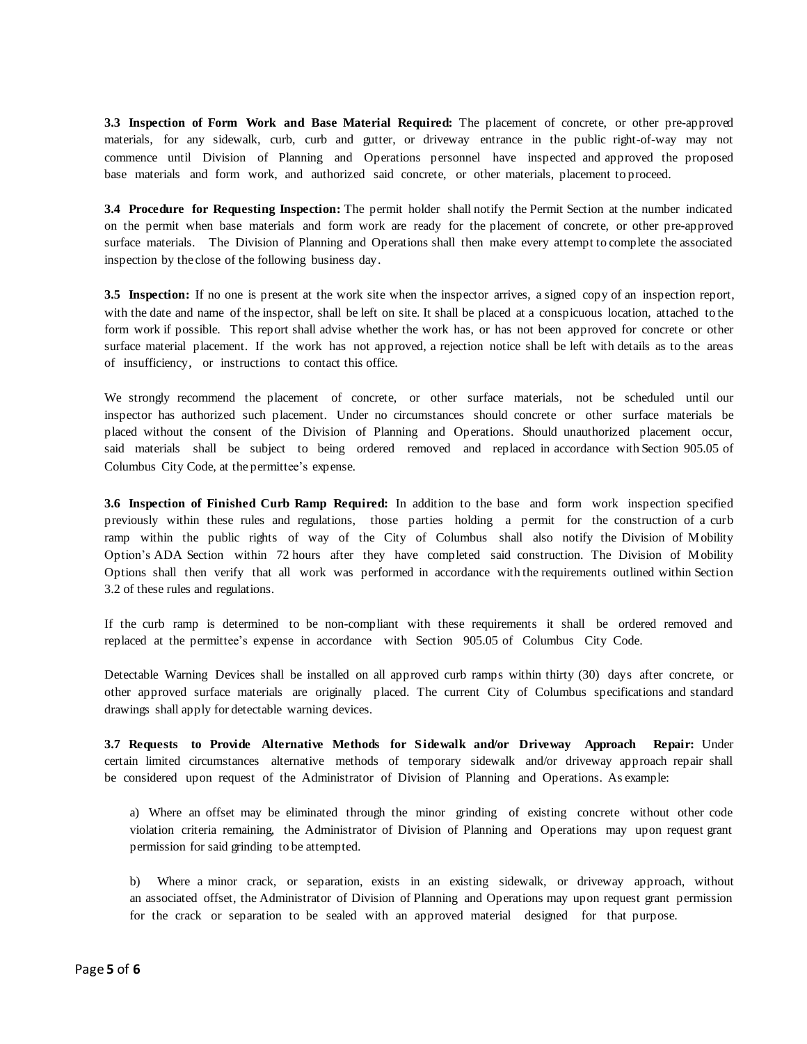**3.3 Inspection of Form Work and Base Material Required:** The placement of concrete, or other pre-approved materials, for any sidewalk, curb, curb and gutter, or driveway entrance in the public right-of-way may not commence until Division of Planning and Operations personnel have inspected and approved the proposed base materials and form work, and authorized said concrete, or other materials, placement to proceed.

**3.4 Procedure for Requesting Inspection:** The permit holder shall notify the Permit Section at the number indicated on the permit when base materials and form work are ready for the placement of concrete, or other pre-approved surface materials. The Division of Planning and Operations shall then make every attempt to complete the associated inspection by the close of the following business day.

**3.5 Inspection:** If no one is present at the work site when the inspector arrives, a signed copy of an inspection report, with the date and name of the inspector, shall be left on site. It shall be placed at a conspicuous location, attached to the form work if possible. This report shall advise whether the work has, or has not been approved for concrete or other surface material placement. If the work has not approved, a rejection notice shall be left with details as to the areas of insufficiency, or instructions to contact this office.

We strongly recommend the placement of concrete, or other surface materials, not be scheduled until our inspector has authorized such placement. Under no circumstances should concrete or other surface materials be placed without the consent of the Division of Planning and Operations. Should unauthorized placement occur, said materials shall be subject to being ordered removed and replaced in accordance with Section 905.05 of Columbus City Code, at the permittee's expense.

**3.6 Inspection of Finished Curb Ramp Required:** In addition to the base and form work inspection specified previously within these rules and regulations, those parties holding a permit for the construction of a curb ramp within the public rights of way of the City of Columbus shall also notify the Division of Mobility Option's ADA Section within 72 hours after they have completed said construction. The Division of Mobility Options shall then verify that all work was performed in accordance with the requirements outlined within Section 3.2 of these rules and regulations.

If the curb ramp is determined to be non-compliant with these requirements it shall be ordered removed and replaced at the permittee's expense in accordance with Section 905.05 of Columbus City Code.

Detectable Warning Devices shall be installed on all approved curb ramps within thirty (30) days after concrete, or other approved surface materials are originally placed. The current City of Columbus specifications and standard drawings shall apply for detectable warning devices.

**3.7 Requests to Provide Alternative Methods for Sidewalk and/or Driveway Approach Repair:** Under certain limited circumstances alternative methods of temporary sidewalk and/or driveway approach repair shall be considered upon request of the Administrator of Division of Planning and Operations. As example:

a) Where an offset may be eliminated through the minor grinding of existing concrete without other code violation criteria remaining, the Administrator of Division of Planning and Operations may upon request grant permission for said grinding to be attempted.

b) Where a minor crack, or separation, exists in an existing sidewalk, or driveway approach, without an associated offset, the Administrator of Division of Planning and Operations may upon request grant permission for the crack or separation to be sealed with an approved material designed for that purpose.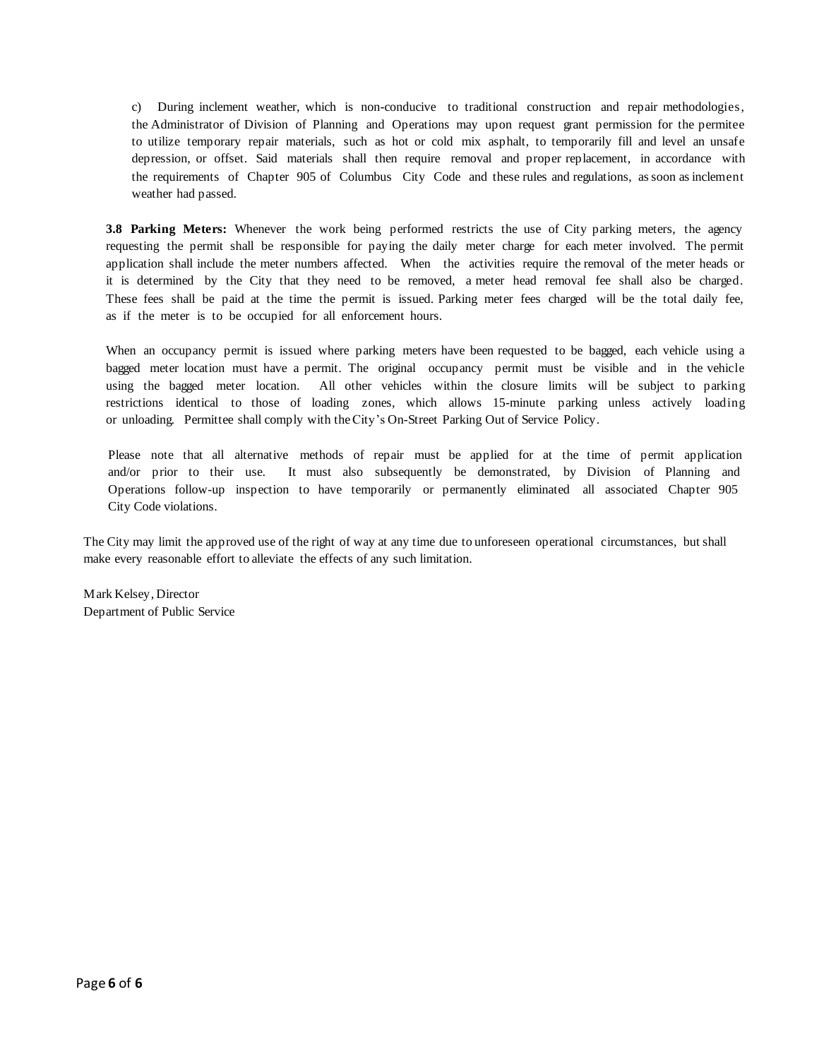c) During inclement weather, which is non-conducive to traditional construction and repair methodologies, the Administrator of Division of Planning and Operations may upon request grant permission for the permitee to utilize temporary repair materials, such as hot or cold mix asphalt, to temporarily fill and level an unsafe depression, or offset. Said materials shall then require removal and proper replacement, in accordance with the requirements of Chapter 905 of Columbus City Code and these rules and regulations, as soon as inclement weather had passed.

**3.8 Parking Meters:** Whenever the work being performed restricts the use of City parking meters, the agency requesting the permit shall be responsible for paying the daily meter charge for each meter involved. The permit application shall include the meter numbers affected. When the activities require the removal of the meter heads or it is determined by the City that they need to be removed, a meter head removal fee shall also be charged. These fees shall be paid at the time the permit is issued. Parking meter fees charged will be the total daily fee, as if the meter is to be occupied for all enforcement hours.

When an occupancy permit is issued where parking meters have been requested to be bagged, each vehicle using a bagged meter location must have a permit. The original occupancy permit must be visible and in the vehicle using the bagged meter location. All other vehicles within the closure limits will be subject to parking restrictions identical to those of loading zones, which allows 15-minute parking unless actively loading or unloading. Permittee shall comply with the City's On-Street Parking Out of Service Policy.

Please note that all alternative methods of repair must be applied for at the time of permit application and/or prior to their use. It must also subsequently be demonstrated, by Division of Planning and Operations follow-up inspection to have temporarily or permanently eliminated all associated Chapter 905 City Code violations.

The City may limit the approved use of the right of way at any time due to unforeseen operational circumstances, but shall make every reasonable effort to alleviate the effects of any such limitation.

Mark Kelsey, Director
Department of Public Service